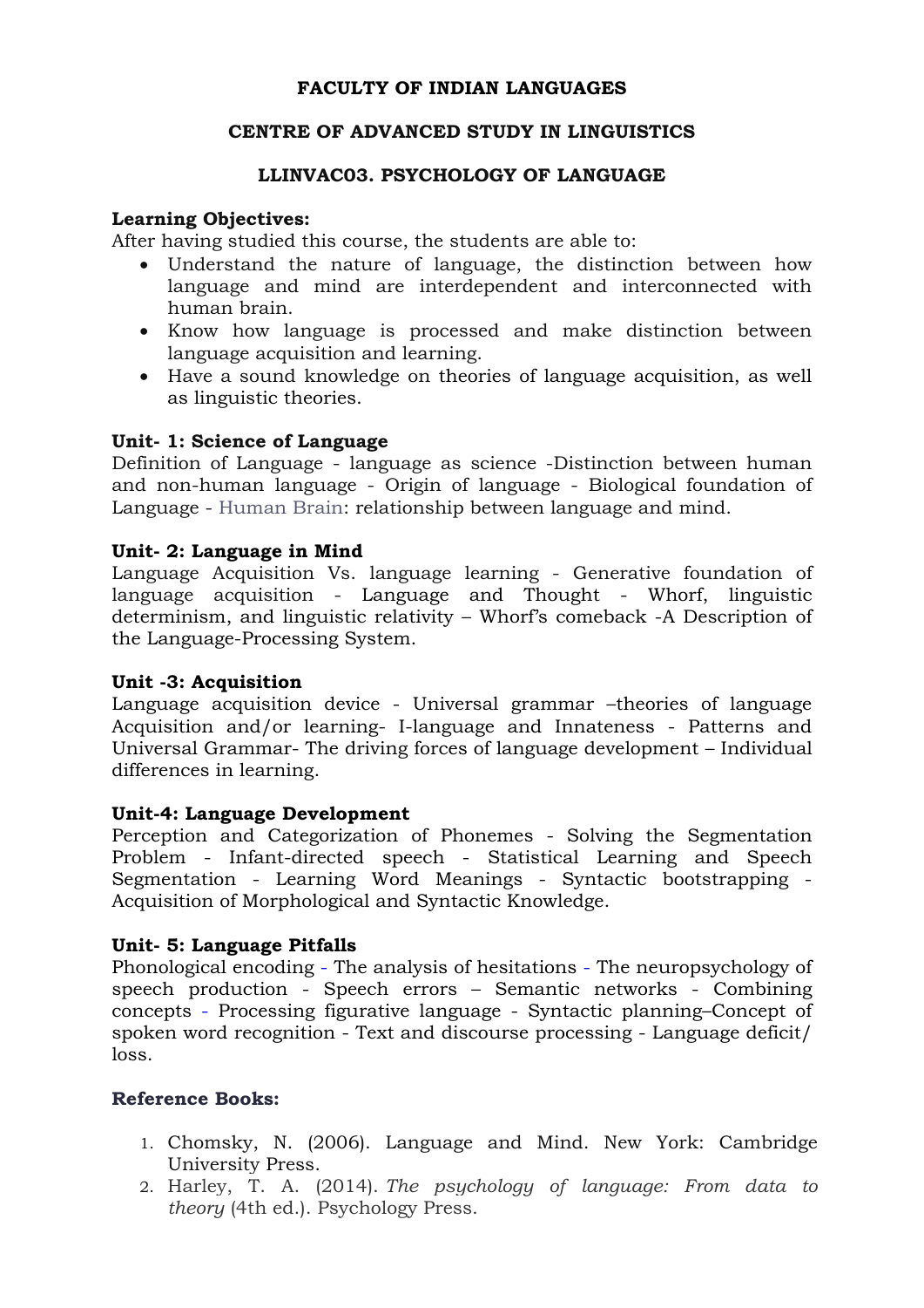**FACULTY OF INDIAN LANGUAGES**

**CENTRE OF ADVANCED STUDY IN LINGUISTICS**

**LLINVAC03. PSYCHOLOGY OF LANGUAGE**

**Learning Objectives:**

After having studied this course, the students are able to:

- Understand the nature of language, the distinction between how language and mind are interdependent and interconnected with human brain.
- Know how language is processed and make distinction between language acquisition and learning.
- Have a sound knowledge on theories of language acquisition, as well as linguistic theories.

**Unit- 1: Science of Language**

Definition of Language - language as science -Distinction between human and non-human language - Origin of language - Biological foundation of Language - Human Brain: relationship between language and mind.

**Unit- 2: Language in Mind**

Language Acquisition Vs. language learning - Generative foundation of language acquisition - Language and Thought - Whorf, linguistic determinism, and linguistic relativity – Whorf's comeback -A Description of the Language-Processing System.

**Unit -3: Acquisition**

Language acquisition device - Universal grammar –theories of language Acquisition and/or learning- I-language and Innateness - Patterns and Universal Grammar- The driving forces of language development – Individual differences in learning.

**Unit-4: Language Development**

Perception and Categorization of Phonemes - Solving the Segmentation Problem - Infant-directed speech - Statistical Learning and Speech Segmentation - Learning Word Meanings - Syntactic bootstrapping - Acquisition of Morphological and Syntactic Knowledge.

**Unit- 5: Language Pitfalls**

Phonological encoding - The analysis of hesitations - The neuropsychology of speech production - Speech errors – Semantic networks - Combining concepts - Processing figurative language - Syntactic planning–Concept of spoken word recognition - Text and discourse processing - Language deficit/ loss.

**Reference Books:**

1. Chomsky, N. (2006). Language and Mind. New York: Cambridge University Press.
2. Harley, T. A. (2014). *The psychology of language: From data to theory* (4th ed.). Psychology Press.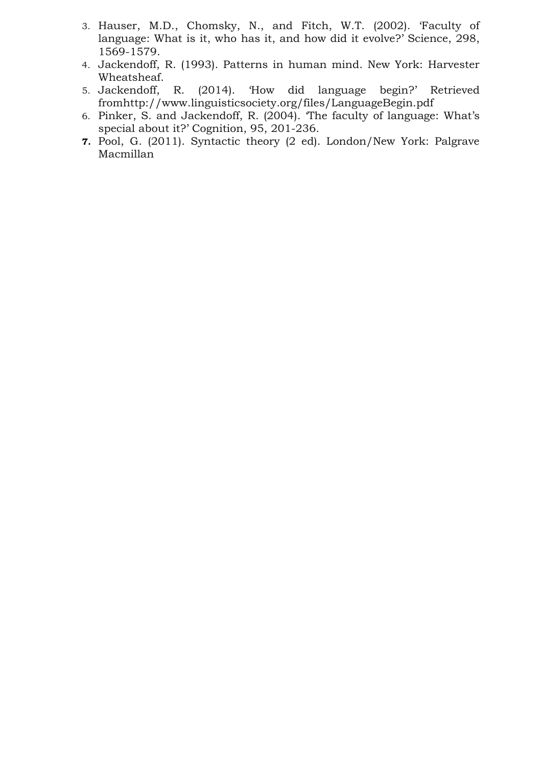3. Hauser, M.D., Chomsky, N., and Fitch, W.T. (2002). 'Faculty of language: What is it, who has it, and how did it evolve?' Science, 298, 1569-1579.
4. Jackendoff, R. (1993). Patterns in human mind. New York: Harvester Wheatsheaf.
5. Jackendoff, R. (2014). 'How did language begin?' Retrieved fromhttp://www.linguisticsociety.org/files/LanguageBegin.pdf
6. Pinker, S. and Jackendoff, R. (2004). 'The faculty of language: What's special about it?' Cognition, 95, 201-236.
7. Pool, G. (2011). Syntactic theory (2 ed). London/New York: Palgrave Macmillan